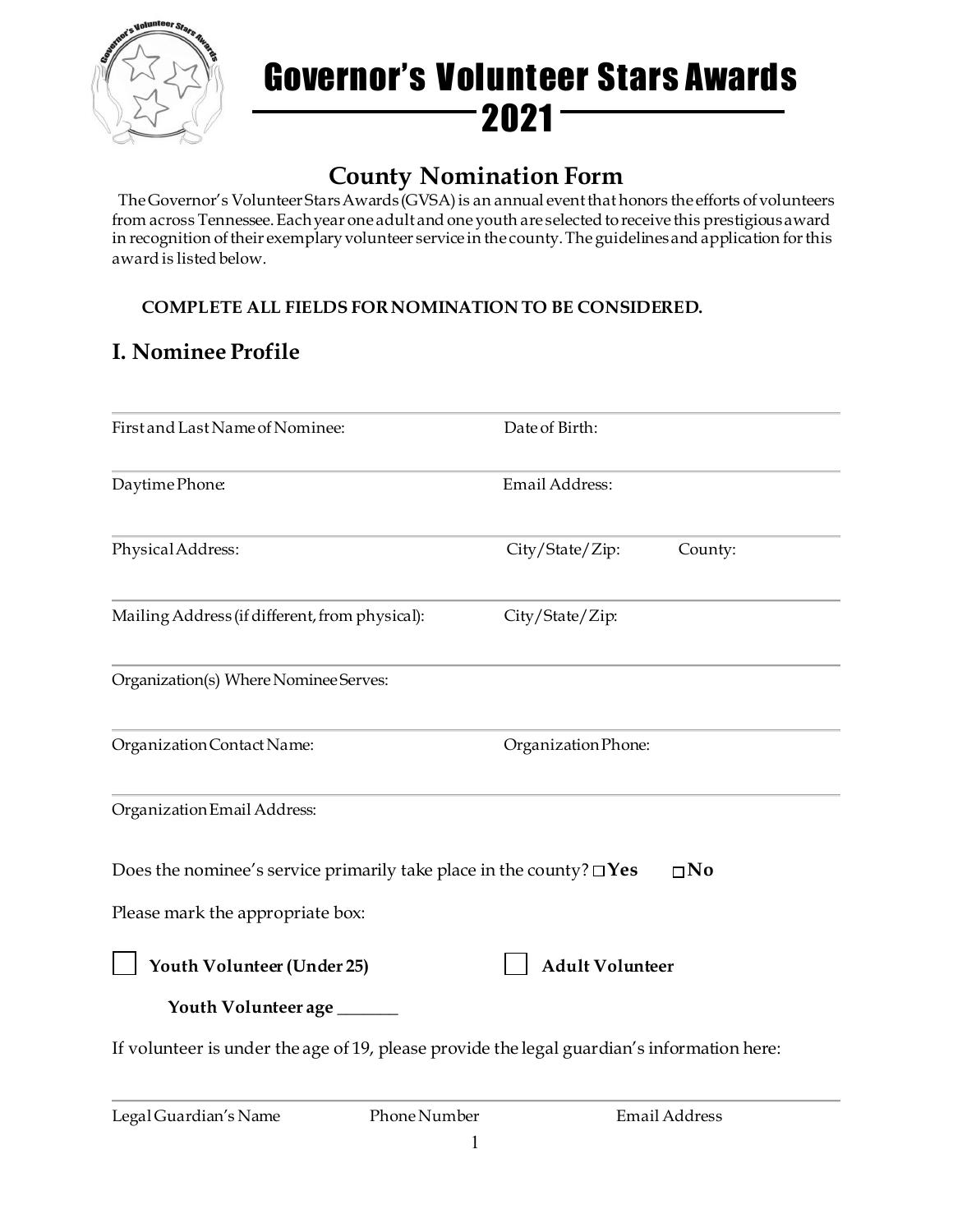# Governor's Volunteer Stars Awards 2021

## County Nomination Form

The Governor's Volunteer Stars Awards (GVSA) is an annual event that honors the efforts of volunteers from across Tennessee. Each year one adult and one youth are selected to receive this prestigious award in recognition of their exemplary volunteer service in the county. The guidelines and application for this award is listed below.

**COMPLETE ALL FIELDS FOR NOMINATION TO BE CONSIDERED.**

## I. Nominee Profile

First and Last Name of Nominee: Date of Birth:

Daytime Phone: Email Address:

Physical Address: City/State/Zip: County:

Mailing Address (if different, from physical): City/State/Zip:

Organization(s) Where Nominee Serves:

Organization Contact Name: Organization Phone:

Organization Email Address:

Does the nominee's service primarily take place in the county? ☐ **Yes** ☐ **No**

Please mark the appropriate box:

☐ **Youth Volunteer (Under 25)** ☐ **Adult Volunteer**

**Youth Volunteer age** _______

If volunteer is under the age of 19, please provide the legal guardian's information here:

Legal Guardian's Name Phone Number Email Address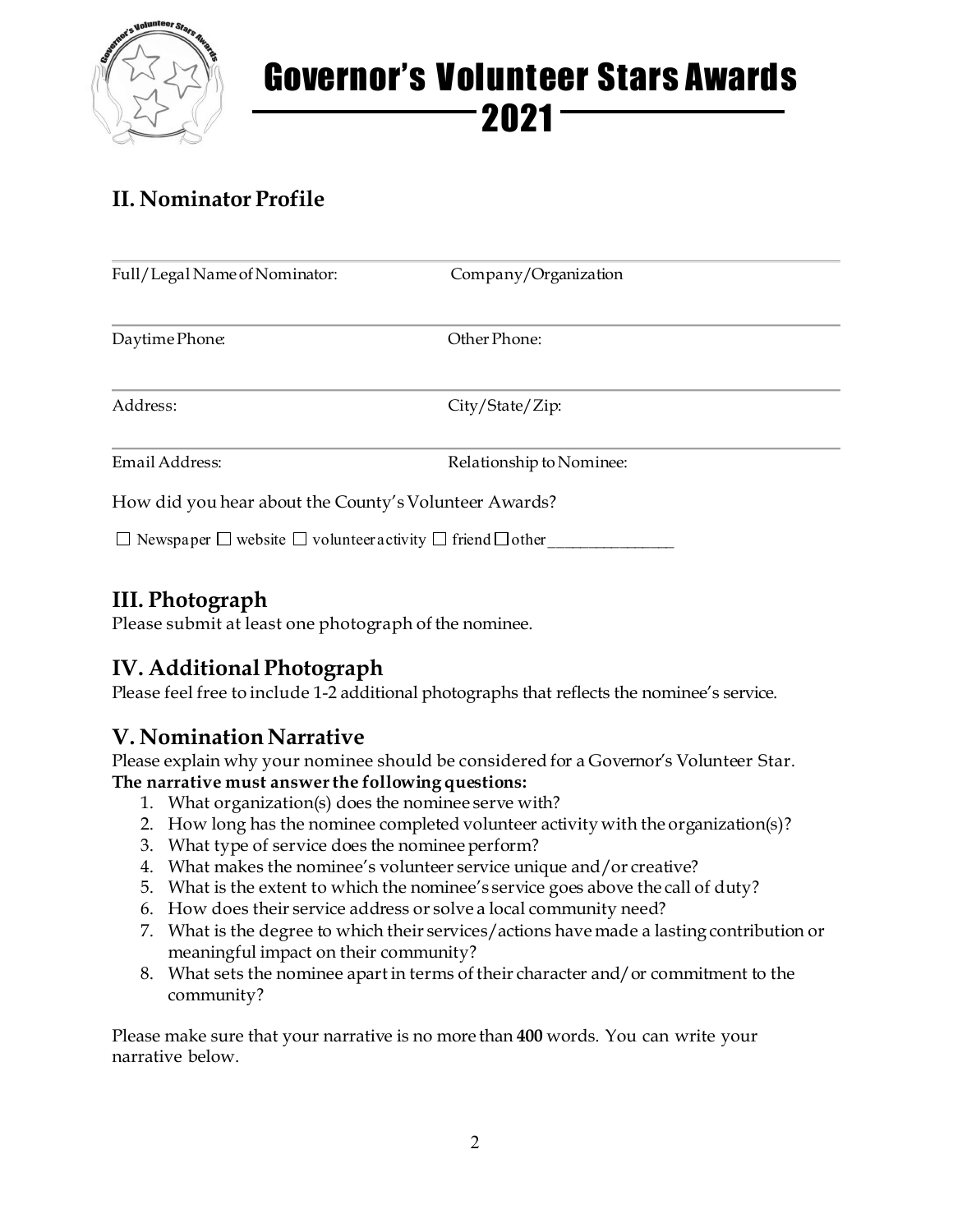# Governor's Volunteer Stars Awards 2021

## II. Nominator Profile

| | |
|---|---|
| Full/Legal Name of Nominator: | Company/Organization |
| Daytime Phone: | Other Phone: |
| Address: | City/State/Zip: |
| Email Address: | Relationship to Nominee: |

How did you hear about the County's Volunteer Awards?

☐ Newspaper ☐ website ☐ volunteer activity ☐ friend ☐ other ________________

## III. Photograph

Please submit at least one photograph of the nominee.

## IV. Additional Photograph

Please feel free to include 1-2 additional photographs that reflects the nominee's service.

## V. Nomination Narrative

Please explain why your nominee should be considered for a Governor's Volunteer Star.
**The narrative must answer the following questions:**

1. What organization(s) does the nominee serve with?
2. How long has the nominee completed volunteer activity with the organization(s)?
3. What type of service does the nominee perform?
4. What makes the nominee's volunteer service unique and/or creative?
5. What is the extent to which the nominee's service goes above the call of duty?
6. How does their service address or solve a local community need?
7. What is the degree to which their services/actions have made a lasting contribution or meaningful impact on their community?
8. What sets the nominee apart in terms of their character and/or commitment to the community?

Please make sure that your narrative is no more than **400** words. You can write your narrative below.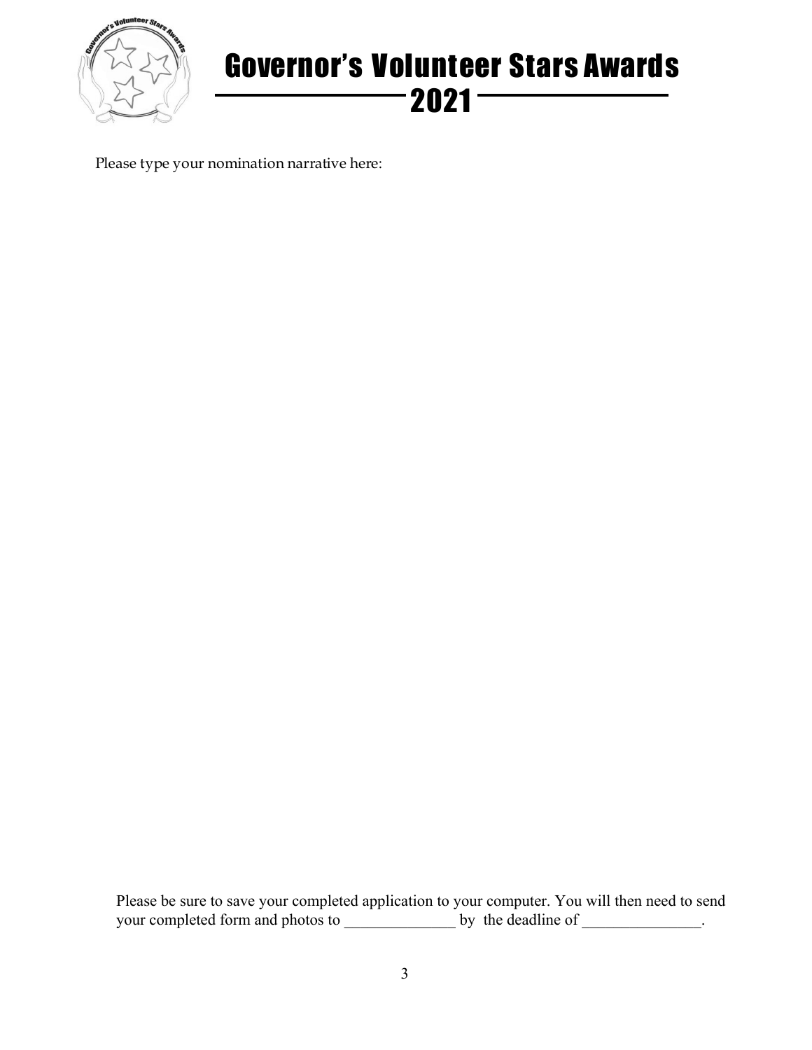# Governor's Volunteer Stars Awards 2021

Please type your nomination narrative here:

Please be sure to save your completed application to your computer. You will then need to send your completed form and photos to ______________ by the deadline of _______________.